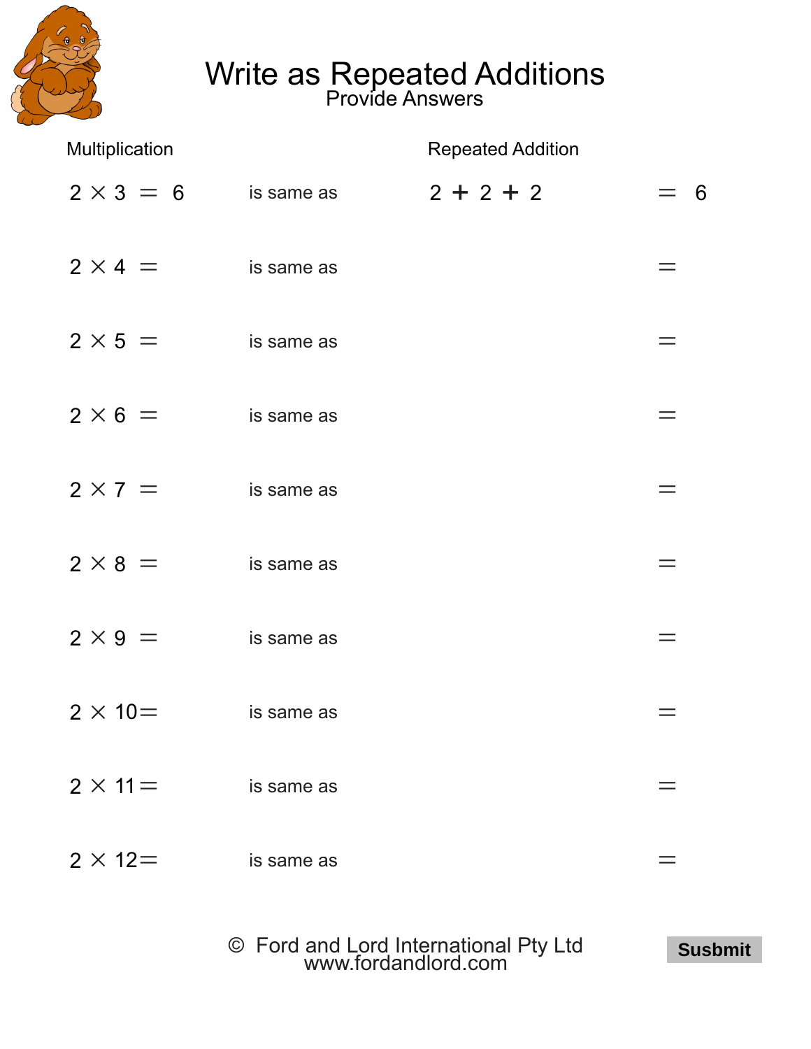# Write as Repeated Additions

## Provide Answers

| Multiplication | | Repeated Addition | |
|---|---|---|---|
| $2 \times 3 = 6$ | is same as | $2 + 2 + 2$ | $= 6$ |
| $2 \times 4 =$ | is same as | | $=$ |
| $2 \times 5 =$ | is same as | | $=$ |
| $2 \times 6 =$ | is same as | | $=$ |
| $2 \times 7 =$ | is same as | | $=$ |
| $2 \times 8 =$ | is same as | | $=$ |
| $2 \times 9 =$ | is same as | | $=$ |
| $2 \times 10 =$ | is same as | | $=$ |
| $2 \times 11 =$ | is same as | | $=$ |
| $2 \times 12 =$ | is same as | | $=$ |

© Ford and Lord International Pty Ltd
www.fordandlord.com

**Susbmit**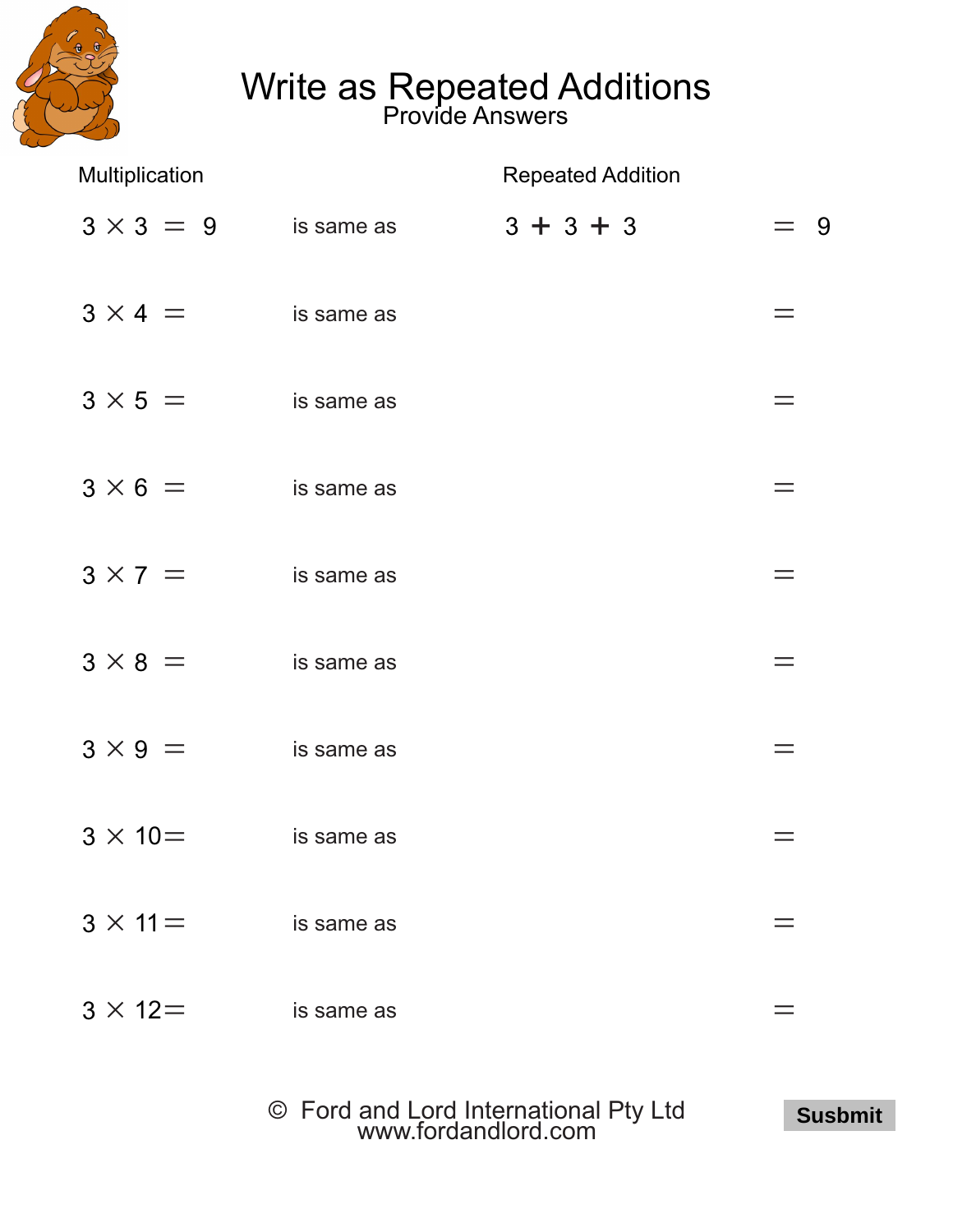# Write as Repeated Additions

## Provide Answers

| Multiplication | | Repeated Addition | |
|---|---|---|---|
| $3 \times 3 = 9$ | is same as | $3 + 3 + 3$ | $= 9$ |
| $3 \times 4 =$ | is same as | | $=$ |
| $3 \times 5 =$ | is same as | | $=$ |
| $3 \times 6 =$ | is same as | | $=$ |
| $3 \times 7 =$ | is same as | | $=$ |
| $3 \times 8 =$ | is same as | | $=$ |
| $3 \times 9 =$ | is same as | | $=$ |
| $3 \times 10 =$ | is same as | | $=$ |
| $3 \times 11 =$ | is same as | | $=$ |
| $3 \times 12 =$ | is same as | | $=$ |

© Ford and Lord International Pty Ltd
www.fordandlord.com

**Susbmit**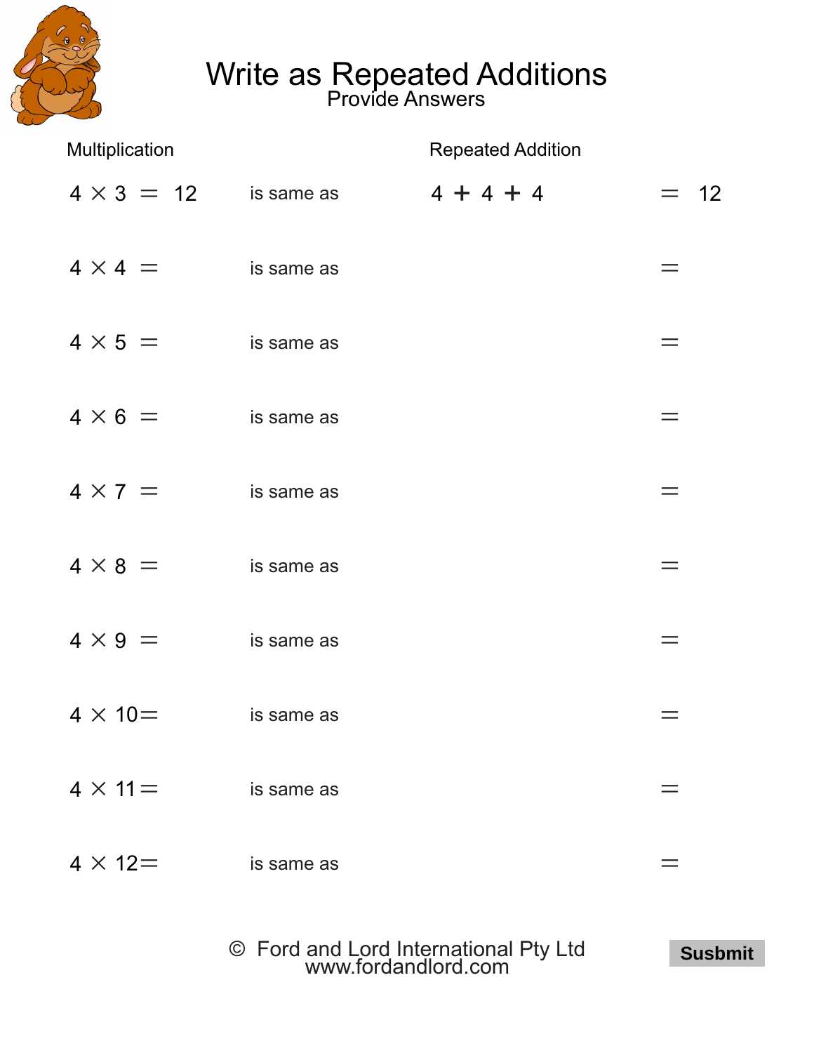# Write as Repeated Additions

## Provide Answers

| Multiplication | | Repeated Addition | |
|---|---|---|---|
| $4 \times 3 = 12$ | is same as | $4 + 4 + 4$ | $= 12$ |
| $4 \times 4 =$ | is same as | | $=$ |
| $4 \times 5 =$ | is same as | | $=$ |
| $4 \times 6 =$ | is same as | | $=$ |
| $4 \times 7 =$ | is same as | | $=$ |
| $4 \times 8 =$ | is same as | | $=$ |
| $4 \times 9 =$ | is same as | | $=$ |
| $4 \times 10 =$ | is same as | | $=$ |
| $4 \times 11 =$ | is same as | | $=$ |
| $4 \times 12 =$ | is same as | | $=$ |

© Ford and Lord International Pty Ltd
www.fordandlord.com

**Susbmit**